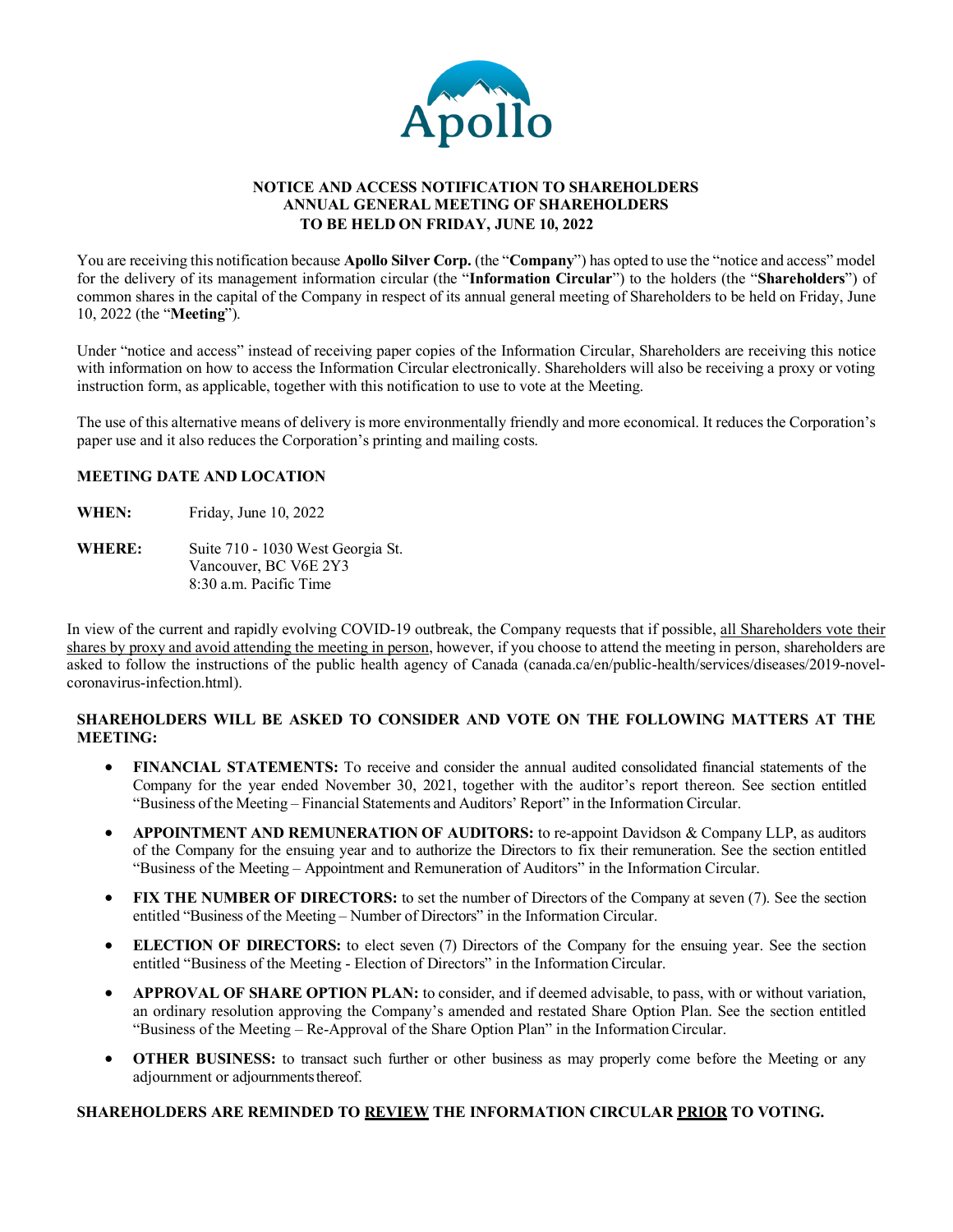Apollo

# NOTICE AND ACCESS NOTIFICATION TO SHAREHOLDERS
## ANNUAL GENERAL MEETING OF SHAREHOLDERS
## TO BE HELD ON FRIDAY, JUNE 10, 2022

You are receiving this notification because **Apollo Silver Corp.** (the "**Company**") has opted to use the "notice and access" model for the delivery of its management information circular (the "**Information Circular**") to the holders (the "**Shareholders**") of common shares in the capital of the Company in respect of its annual general meeting of Shareholders to be held on Friday, June 10, 2022 (the "**Meeting**").

Under "notice and access" instead of receiving paper copies of the Information Circular, Shareholders are receiving this notice with information on how to access the Information Circular electronically. Shareholders will also be receiving a proxy or voting instruction form, as applicable, together with this notification to use to vote at the Meeting.

The use of this alternative means of delivery is more environmentally friendly and more economical. It reduces the Corporation's paper use and it also reduces the Corporation's printing and mailing costs.

**MEETING DATE AND LOCATION**

**WHEN:** Friday, June 10, 2022

**WHERE:** Suite 710 - 1030 West Georgia St.
Vancouver, BC V6E 2Y3
8:30 a.m. Pacific Time

In view of the current and rapidly evolving COVID-19 outbreak, the Company requests that if possible, <u>all Shareholders vote their shares by proxy and avoid attending the meeting in person</u>, however, if you choose to attend the meeting in person, shareholders are asked to follow the instructions of the public health agency of Canada (canada.ca/en/public-health/services/diseases/2019-novel-coronavirus-infection.html).

**SHAREHOLDERS WILL BE ASKED TO CONSIDER AND VOTE ON THE FOLLOWING MATTERS AT THE MEETING:**

- **FINANCIAL STATEMENTS:** To receive and consider the annual audited consolidated financial statements of the Company for the year ended November 30, 2021, together with the auditor's report thereon. See section entitled "Business of the Meeting – Financial Statements and Auditors' Report" in the Information Circular.
- **APPOINTMENT AND REMUNERATION OF AUDITORS:** to re-appoint Davidson & Company LLP, as auditors of the Company for the ensuing year and to authorize the Directors to fix their remuneration. See the section entitled "Business of the Meeting – Appointment and Remuneration of Auditors" in the Information Circular.
- **FIX THE NUMBER OF DIRECTORS:** to set the number of Directors of the Company at seven (7). See the section entitled "Business of the Meeting – Number of Directors" in the Information Circular.
- **ELECTION OF DIRECTORS:** to elect seven (7) Directors of the Company for the ensuing year. See the section entitled "Business of the Meeting - Election of Directors" in the Information Circular.
- **APPROVAL OF SHARE OPTION PLAN:** to consider, and if deemed advisable, to pass, with or without variation, an ordinary resolution approving the Company's amended and restated Share Option Plan. See the section entitled "Business of the Meeting – Re-Approval of the Share Option Plan" in the Information Circular.
- **OTHER BUSINESS:** to transact such further or other business as may properly come before the Meeting or any adjournment or adjournments thereof.

**SHAREHOLDERS ARE REMINDED TO <u>REVIEW</u> THE INFORMATION CIRCULAR <u>PRIOR</u> TO VOTING.**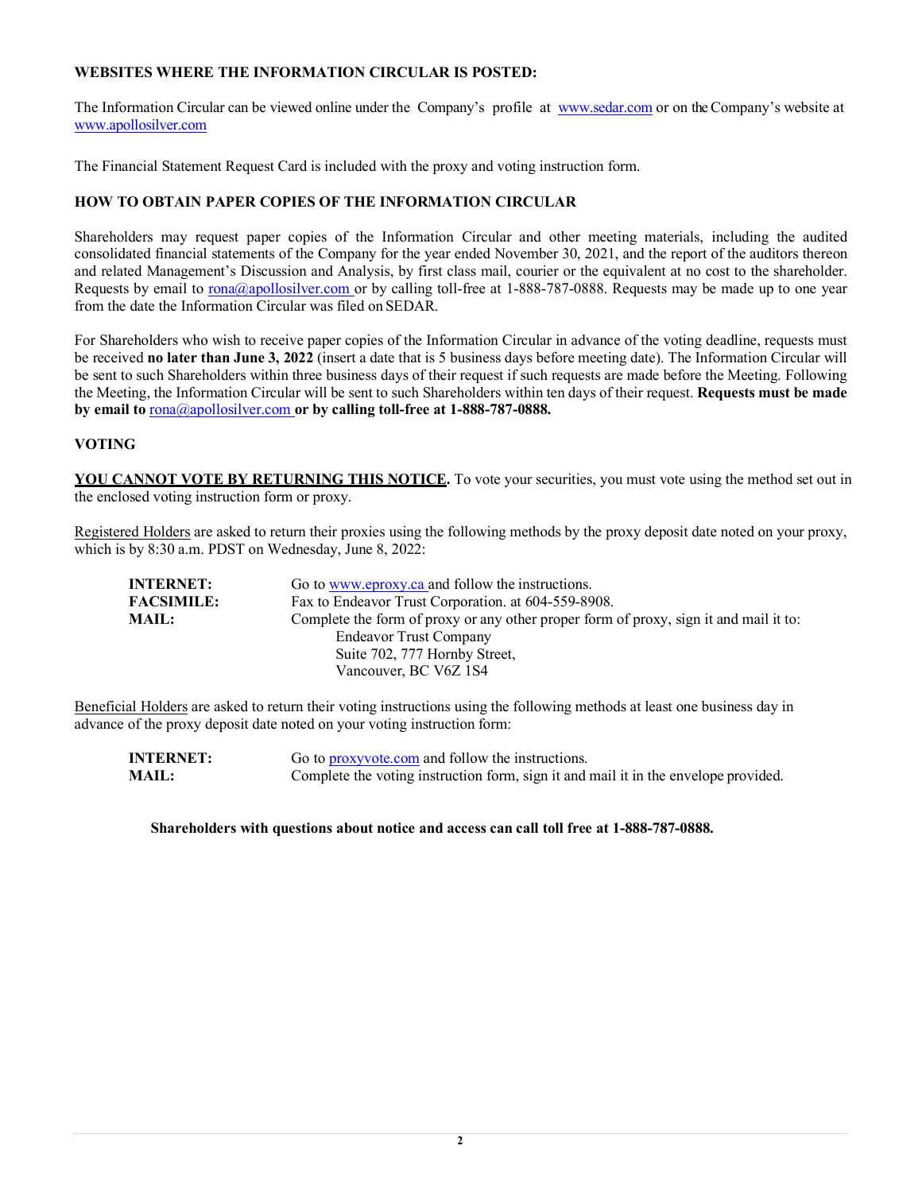**WEBSITES WHERE THE INFORMATION CIRCULAR IS POSTED:**

The Information Circular can be viewed online under the Company's profile at www.sedar.com or on the Company's website at www.apollosilver.com

The Financial Statement Request Card is included with the proxy and voting instruction form.

**HOW TO OBTAIN PAPER COPIES OF THE INFORMATION CIRCULAR**

Shareholders may request paper copies of the Information Circular and other meeting materials, including the audited consolidated financial statements of the Company for the year ended November 30, 2021, and the report of the auditors thereon and related Management's Discussion and Analysis, by first class mail, courier or the equivalent at no cost to the shareholder. Requests by email to rona@apollosilver.com or by calling toll-free at 1-888-787-0888. Requests may be made up to one year from the date the Information Circular was filed on SEDAR.

For Shareholders who wish to receive paper copies of the Information Circular in advance of the voting deadline, requests must be received **no later than June 3, 2022** (insert a date that is 5 business days before meeting date). The Information Circular will be sent to such Shareholders within three business days of their request if such requests are made before the Meeting. Following the Meeting, the Information Circular will be sent to such Shareholders within ten days of their request. **Requests must be made by email to** rona@apollosilver.com **or by calling toll-free at 1-888-787-0888.**

**VOTING**

**YOU CANNOT VOTE BY RETURNING THIS NOTICE.** To vote your securities, you must vote using the method set out in the enclosed voting instruction form or proxy.

Registered Holders are asked to return their proxies using the following methods by the proxy deposit date noted on your proxy, which is by 8:30 a.m. PDST on Wednesday, June 8, 2022:

| | |
|---|---|
| **INTERNET:** | Go to www.eproxy.ca and follow the instructions. |
| **FACSIMILE:** | Fax to Endeavor Trust Corporation. at 604-559-8908. |
| **MAIL:** | Complete the form of proxy or any other proper form of proxy, sign it and mail it to:<br>Endeavor Trust Company<br>Suite 702, 777 Hornby Street,<br>Vancouver, BC V6Z 1S4 |

Beneficial Holders are asked to return their voting instructions using the following methods at least one business day in advance of the proxy deposit date noted on your voting instruction form:

| | |
|---|---|
| **INTERNET:** | Go to proxyvote.com and follow the instructions. |
| **MAIL:** | Complete the voting instruction form, sign it and mail it in the envelope provided. |

**Shareholders with questions about notice and access can call toll free at 1-888-787-0888.**